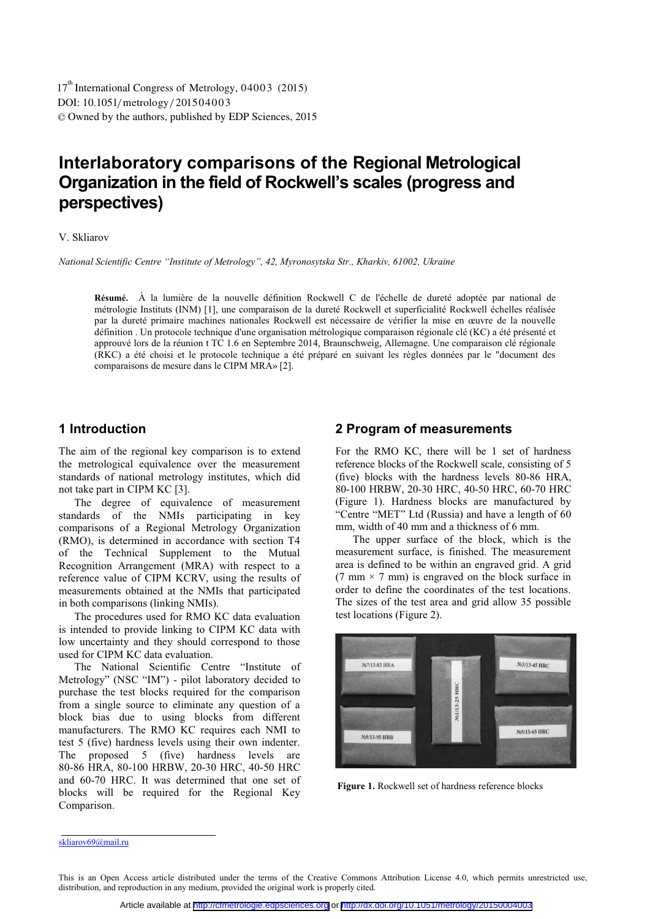17th International Congress of Metrology, 04003 (2015)
DOI: 10.1051/metrology/201504003
© Owned by the authors, published by EDP Sciences, 2015

# Interlaboratory comparisons of the Regional Metrological Organization in the field of Rockwell's scales (progress and perspectives)

V. Skliarov

*National Scientific Centre "Institute of Metrology", 42, Myronosytska Str., Kharkiv, 61002, Ukraine*

**Résumé.** À la lumière de la nouvelle définition Rockwell C de l'échelle de dureté adoptée par national de métrologie Instituts (INM) [1], une comparaison de la dureté Rockwell et superficialité Rockwell échelles réalisée par la dureté primaire machines nationales Rockwell est nécessaire de vérifier la mise en œuvre de la nouvelle définition . Un protocole technique d'une organisation métrologique comparaison régionale clé (KC) a été présenté et approuvé lors de la réunion t TC 1.6 en Septembre 2014, Braunschweig, Allemagne. Une comparaison clé régionale (RKC) a été choisi et le protocole technique a été préparé en suivant les règles données par le "document des comparaisons de mesure dans le CIPM MRA» [2].

## 1 Introduction

The aim of the regional key comparison is to extend the metrological equivalence over the measurement standards of national metrology institutes, which did not take part in CIPM KC [3].

The degree of equivalence of measurement standards of the NMIs participating in key comparisons of a Regional Metrology Organization (RMO), is determined in accordance with section T4 of the Technical Supplement to the Mutual Recognition Arrangement (MRA) with respect to a reference value of CIPM KCRV, using the results of measurements obtained at the NMIs that participated in both comparisons (linking NMIs).

The procedures used for RMO KC data evaluation is intended to provide linking to CIPM KC data with low uncertainty and they should correspond to those used for CIPM KC data evaluation.

The National Scientific Centre "Institute of Metrology" (NSC "IM") - pilot laboratory decided to purchase the test blocks required for the comparison from a single source to eliminate any question of a block bias due to using blocks from different manufacturers. The RMO KC requires each NMI to test 5 (five) hardness levels using their own indenter. The proposed 5 (five) hardness levels are 80-86 HRA, 80-100 HRBW, 20-30 HRC, 40-50 HRC and 60-70 HRC. It was determined that one set of blocks will be required for the Regional Key Comparison.

## 2 Program of measurements

For the RMO KC, there will be 1 set of hardness reference blocks of the Rockwell scale, consisting of 5 (five) blocks with the hardness levels 80-86 HRA, 80-100 HRBW, 20-30 HRC, 40-50 HRC, 60-70 HRC (Figure 1). Hardness blocks are manufactured by "Centre "MET" Ltd (Russia) and have a length of 60 mm, width of 40 mm and a thickness of 6 mm.

The upper surface of the block, which is the measurement surface, is finished. The measurement area is defined to be within an engraved grid. A grid (7 mm × 7 mm) is engraved on the block surface in order to define the coordinates of the test locations. The sizes of the test area and grid allow 35 possible test locations (Figure 2).

**Figure 1.** Rockwell set of hardness reference blocks

skliarov69@mail.ru

This is an Open Access article distributed under the terms of the Creative Commons Attribution License 4.0, which permits unrestricted use, distribution, and reproduction in any medium, provided the original work is properly cited.

Article available at http://cfmetrologie.edpsciences.org or http://dx.doi.org/10.1051/metrology/20150004003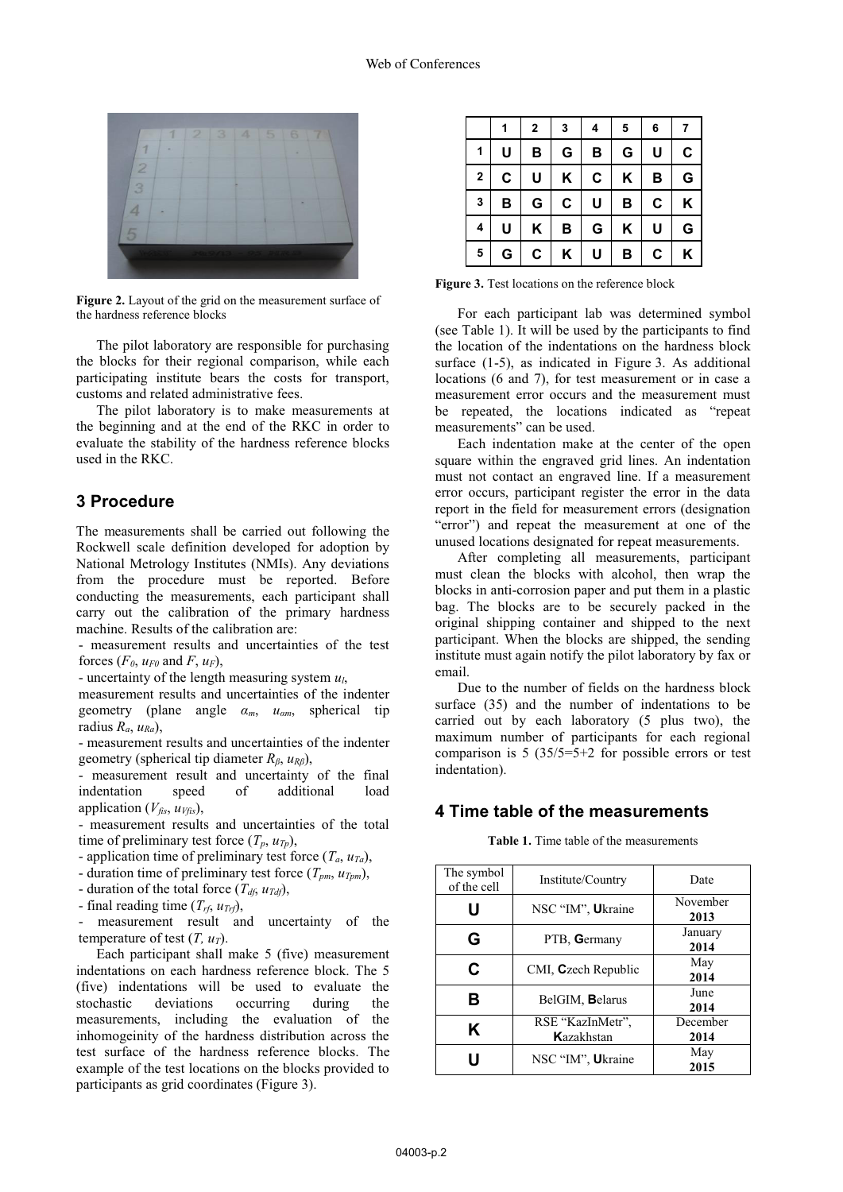**Figure 2.** Layout of the grid on the measurement surface of the hardness reference blocks

The pilot laboratory are responsible for purchasing the blocks for their regional comparison, while each participating institute bears the costs for transport, customs and related administrative fees.

The pilot laboratory is to make measurements at the beginning and at the end of the RKC in order to evaluate the stability of the hardness reference blocks used in the RKC.

## 3 Procedure

The measurements shall be carried out following the Rockwell scale definition developed for adoption by National Metrology Institutes (NMIs). Any deviations from the procedure must be reported. Before conducting the measurements, each participant shall carry out the calibration of the primary hardness machine. Results of the calibration are:

- measurement results and uncertainties of the test forces ($F_0$, $u_{F0}$ and $F$, $u_F$),
- uncertainty of the length measuring system $u_l$,

measurement results and uncertainties of the indenter geometry (plane angle $\alpha_m$, $u_{\alpha m}$, spherical tip radius $R_a$, $u_{Ra}$),

- measurement results and uncertainties of the indenter geometry (spherical tip diameter $R_\beta$, $u_{R\beta}$),
- measurement result and uncertainty of the final indentation speed of additional load application ($V_{fis}$, $u_{Vfis}$),
- measurement results and uncertainties of the total time of preliminary test force ($T_p$, $u_{Tp}$),
- application time of preliminary test force ($T_a$, $u_{Ta}$),
- duration time of preliminary test force ($T_{pm}$, $u_{Tpm}$),
- duration of the total force ($T_{df}$, $u_{Tdf}$),
- final reading time ($T_{rf}$, $u_{Trf}$),
- measurement result and uncertainty of the temperature of test ($T$, $u_T$).

Each participant shall make 5 (five) measurement indentations on each hardness reference block. The 5 (five) indentations will be used to evaluate the stochastic deviations occurring during the measurements, including the evaluation of the inhomogeineity of the hardness distribution across the test surface of the hardness reference blocks. The example of the test locations on the blocks provided to participants as grid coordinates (Figure 3).

|   | 1 | 2 | 3 | 4 | 5 | 6 | 7 |
|---|---|---|---|---|---|---|---|
| 1 | U | B | G | B | G | U | C |
| 2 | C | U | K | C | K | B | G |
| 3 | B | G | C | U | B | C | K |
| 4 | U | K | B | G | K | U | G |
| 5 | G | C | K | U | B | C | K |

**Figure 3.** Test locations on the reference block

For each participant lab was determined symbol (see Table 1). It will be used by the participants to find the location of the indentations on the hardness block surface (1-5), as indicated in Figure 3. As additional locations (6 and 7), for test measurement or in case a measurement error occurs and the measurement must be repeated, the locations indicated as "repeat measurements" can be used.

Each indentation make at the center of the open square within the engraved grid lines. An indentation must not contact an engraved line. If a measurement error occurs, participant register the error in the data report in the field for measurement errors (designation "error") and repeat the measurement at one of the unused locations designated for repeat measurements.

After completing all measurements, participant must clean the blocks with alcohol, then wrap the blocks in anti-corrosion paper and put them in a plastic bag. The blocks are to be securely packed in the original shipping container and shipped to the next participant. When the blocks are shipped, the sending institute must again notify the pilot laboratory by fax or email.

Due to the number of fields on the hardness block surface (35) and the number of indentations to be carried out by each laboratory (5 plus two), the maximum number of participants for each regional comparison is 5 (35/5=5+2 for possible errors or test indentation).

## 4 Time table of the measurements

**Table 1.** Time table of the measurements

| The symbol of the cell | Institute/Country | Date |
|---|---|---|
| **U** | NSC "IM", **U**kraine | November **2013** |
| **G** | PTB, **G**ermany | January **2014** |
| **C** | CMI, **C**zech Republic | May **2014** |
| **B** | BelGIM, **B**elarus | June **2014** |
| **K** | RSE "KazInMetr", **K**azakhstan | December **2014** |
| **U** | NSC "IM", **U**kraine | May **2015** |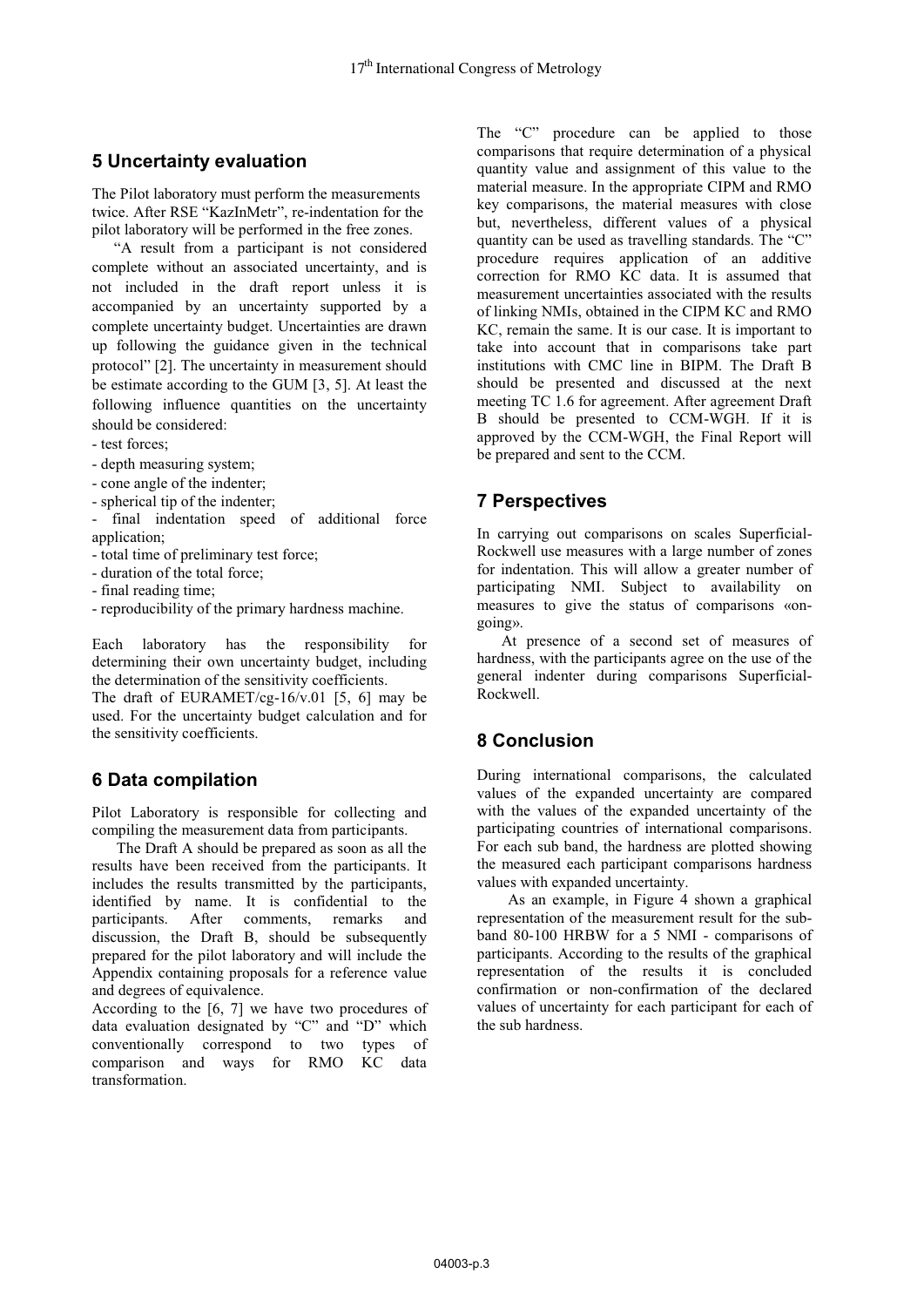## 5 Uncertainty evaluation

The Pilot laboratory must perform the measurements twice. After RSE "KazInMetr", re-indentation for the pilot laboratory will be performed in the free zones.

"A result from a participant is not considered complete without an associated uncertainty, and is not included in the draft report unless it is accompanied by an uncertainty supported by a complete uncertainty budget. Uncertainties are drawn up following the guidance given in the technical protocol" [2]. The uncertainty in measurement should be estimate according to the GUM [3, 5]. At least the following influence quantities on the uncertainty should be considered:

- test forces;
- depth measuring system;
- cone angle of the indenter;
- spherical tip of the indenter;
- final indentation speed of additional force application;
- total time of preliminary test force;
- duration of the total force;
- final reading time;
- reproducibility of the primary hardness machine.

Each laboratory has the responsibility for determining their own uncertainty budget, including the determination of the sensitivity coefficients.

The draft of EURAMET/cg-16/v.01 [5, 6] may be used. For the uncertainty budget calculation and for the sensitivity coefficients.

## 6 Data compilation

Pilot Laboratory is responsible for collecting and compiling the measurement data from participants.

The Draft A should be prepared as soon as all the results have been received from the participants. It includes the results transmitted by the participants, identified by name. It is confidential to the participants. After comments, remarks and discussion, the Draft B, should be subsequently prepared for the pilot laboratory and will include the Appendix containing proposals for a reference value and degrees of equivalence.

According to the [6, 7] we have two procedures of data evaluation designated by "C" and "D" which conventionally correspond to two types of comparison and ways for RMO KC data transformation.

The "C" procedure can be applied to those comparisons that require determination of a physical quantity value and assignment of this value to the material measure. In the appropriate CIPM and RMO key comparisons, the material measures with close but, nevertheless, different values of a physical quantity can be used as travelling standards. The "C" procedure requires application of an additive correction for RMO KC data. It is assumed that measurement uncertainties associated with the results of linking NMIs, obtained in the CIPM KC and RMO KC, remain the same. It is our case. It is important to take into account that in comparisons take part institutions with CMC line in BIPM. The Draft B should be presented and discussed at the next meeting TC 1.6 for agreement. After agreement Draft B should be presented to CCM-WGH. If it is approved by the CCM-WGH, the Final Report will be prepared and sent to the CCM.

## 7 Perspectives

In carrying out comparisons on scales Superficial-Rockwell use measures with a large number of zones for indentation. This will allow a greater number of participating NMI. Subject to availability on measures to give the status of comparisons «on-going».

At presence of a second set of measures of hardness, with the participants agree on the use of the general indenter during comparisons Superficial-Rockwell.

## 8 Conclusion

During international comparisons, the calculated values of the expanded uncertainty are compared with the values of the expanded uncertainty of the participating countries of international comparisons. For each sub band, the hardness are plotted showing the measured each participant comparisons hardness values with expanded uncertainty.

As an example, in Figure 4 shown a graphical representation of the measurement result for the sub-band 80-100 HRBW for a 5 NMI - comparisons of participants. According to the results of the graphical representation of the results it is concluded confirmation or non-confirmation of the declared values of uncertainty for each participant for each of the sub hardness.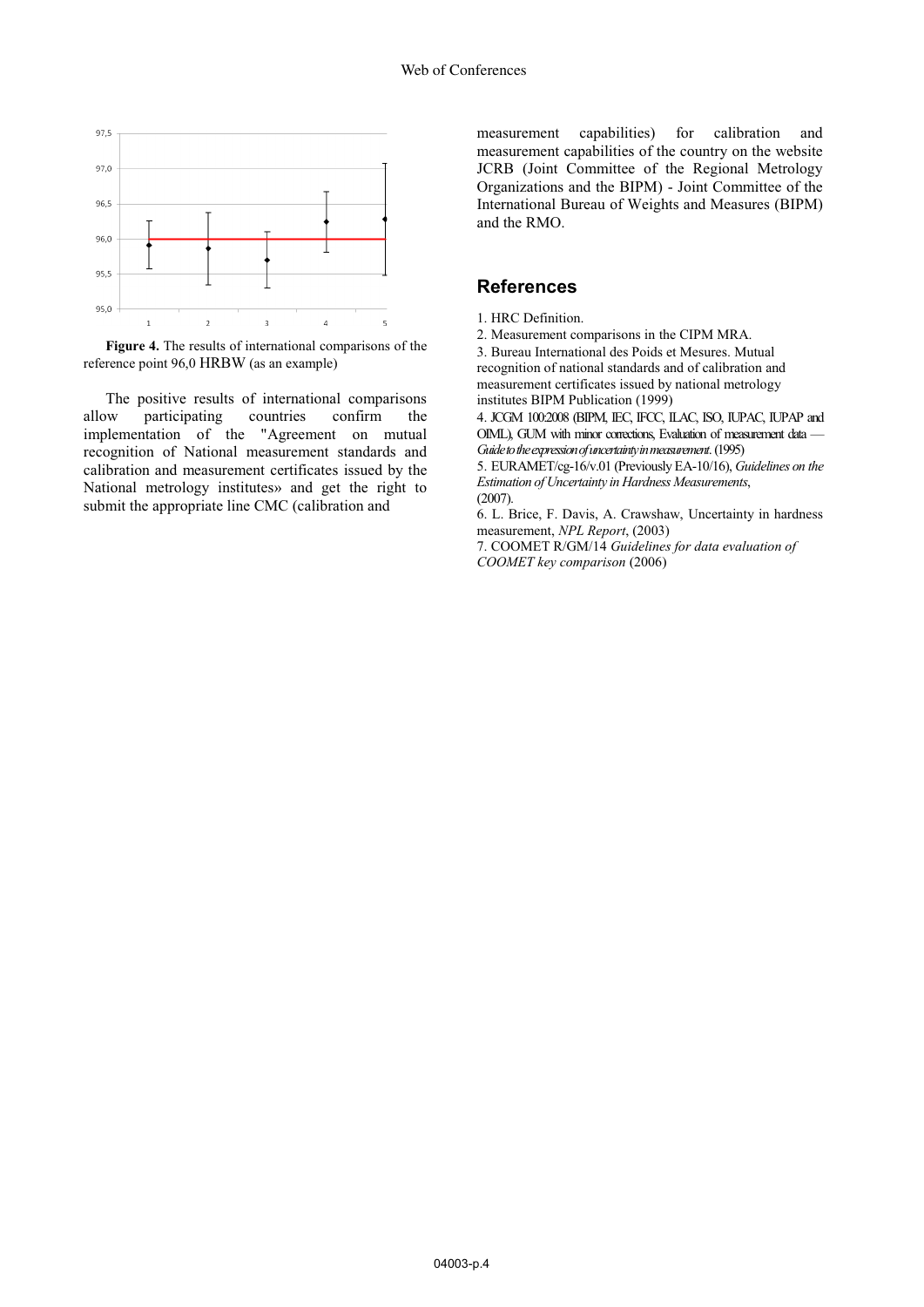97,5
97,0
96,5
96,0
95,5
95,0
1
2
3
4
5

**Figure 4.** The results of international comparisons of the reference point 96,0 HRBW (as an example)

The positive results of international comparisons allow participating countries confirm the implementation of the "Agreement on mutual recognition of National measurement standards and calibration and measurement certificates issued by the National metrology institutes» and get the right to submit the appropriate line CMC (calibration and measurement capabilities) for calibration and measurement capabilities of the country on the website JCRB (Joint Committee of the Regional Metrology Organizations and the BIPM) - Joint Committee of the International Bureau of Weights and Measures (BIPM) and the RMO.

## References

1. HRC Definition.
2. Measurement comparisons in the CIPM MRA.
3. Bureau International des Poids et Mesures. Mutual recognition of national standards and of calibration and measurement certificates issued by national metrology institutes BIPM Publication (1999)
4. JCGM 100:2008 (BIPM, IEC, IFCC, ILAC, ISO, IUPAC, IUPAP and OIML), GUM with minor corrections, Evaluation of measurement data — *Guide to the expression of uncertainty in measurement*. (1995)
5. EURAMET/cg-16/v.01 (Previously EA-10/16), *Guidelines on the Estimation of Uncertainty in Hardness Measurements*, (2007).
6. L. Brice, F. Davis, A. Crawshaw, Uncertainty in hardness measurement, *NPL Report*, (2003)
7. COOMET R/GM/14 *Guidelines for data evaluation of COOMET key comparison* (2006)